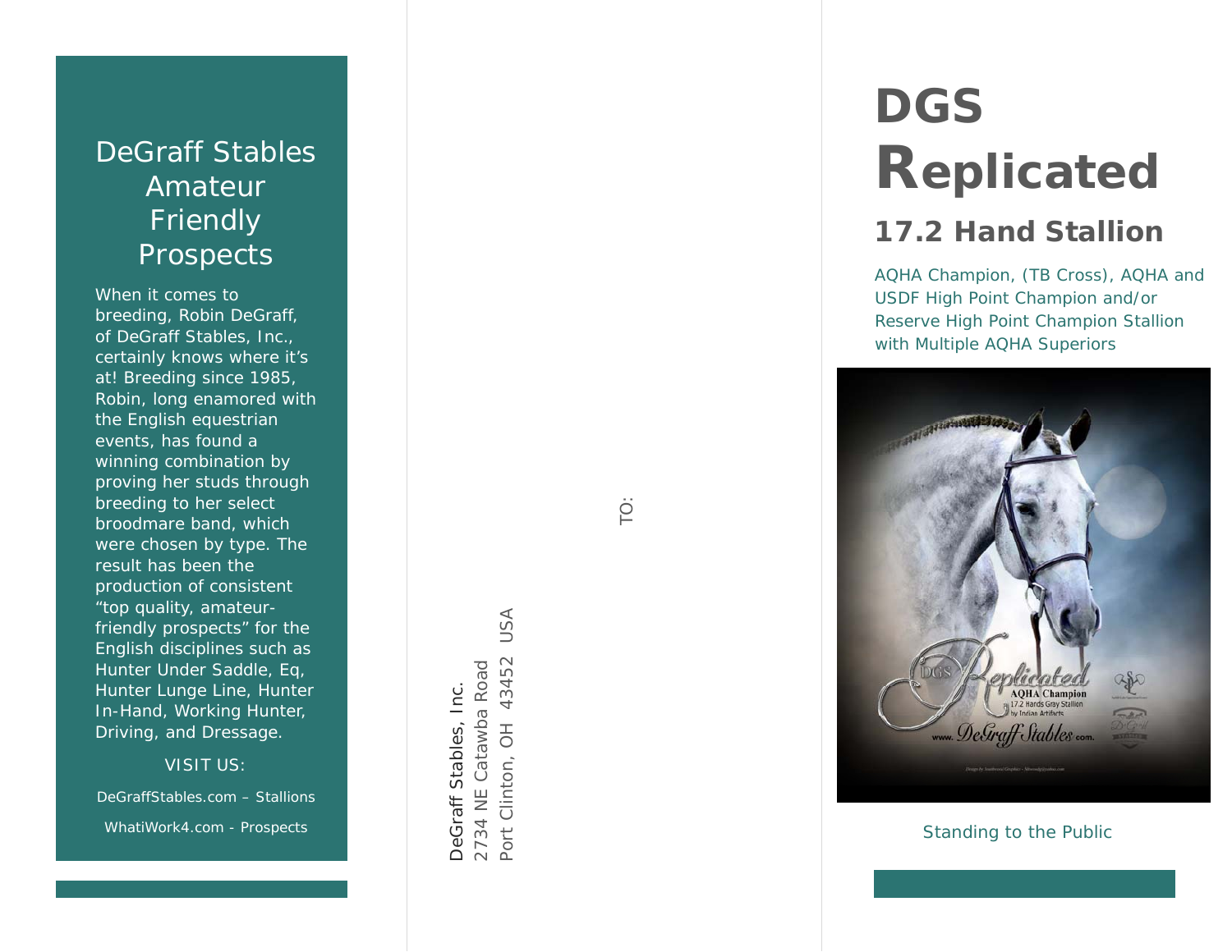# DeGraff Stables Amateur Friendly Prospects

When it comes to breeding, Robin DeGraff, of DeGraff Stables, Inc., certainly knows where it's at! Breeding since 1985, Robin, long enamored with the English equestrian events, has found a winning combination by proving her studs through breeding to her select broodmare band, which were chosen by type. The result has been the production of consistent "top quality, amateur-friendly prospects" for the English disciplines such as Hunter Under Saddle, Eq, Hunter Lunge Line, Hunter In-Hand, Working Hunter, Driving, and Dressage.

VISIT US:

DeGraffStables.com – Stallions

WhatiWork4.com - Prospects

DeGraff Stables, Inc.
2734 NE Catawba Road
Port Clinton, OH 43452 USA

TO:

# DGS Replicated

## 17.2 Hand Stallion

AQHA Champion, (TB Cross), AQHA and USDF High Point Champion and/or Reserve High Point Champion Stallion with Multiple AQHA Superiors

Standing to the Public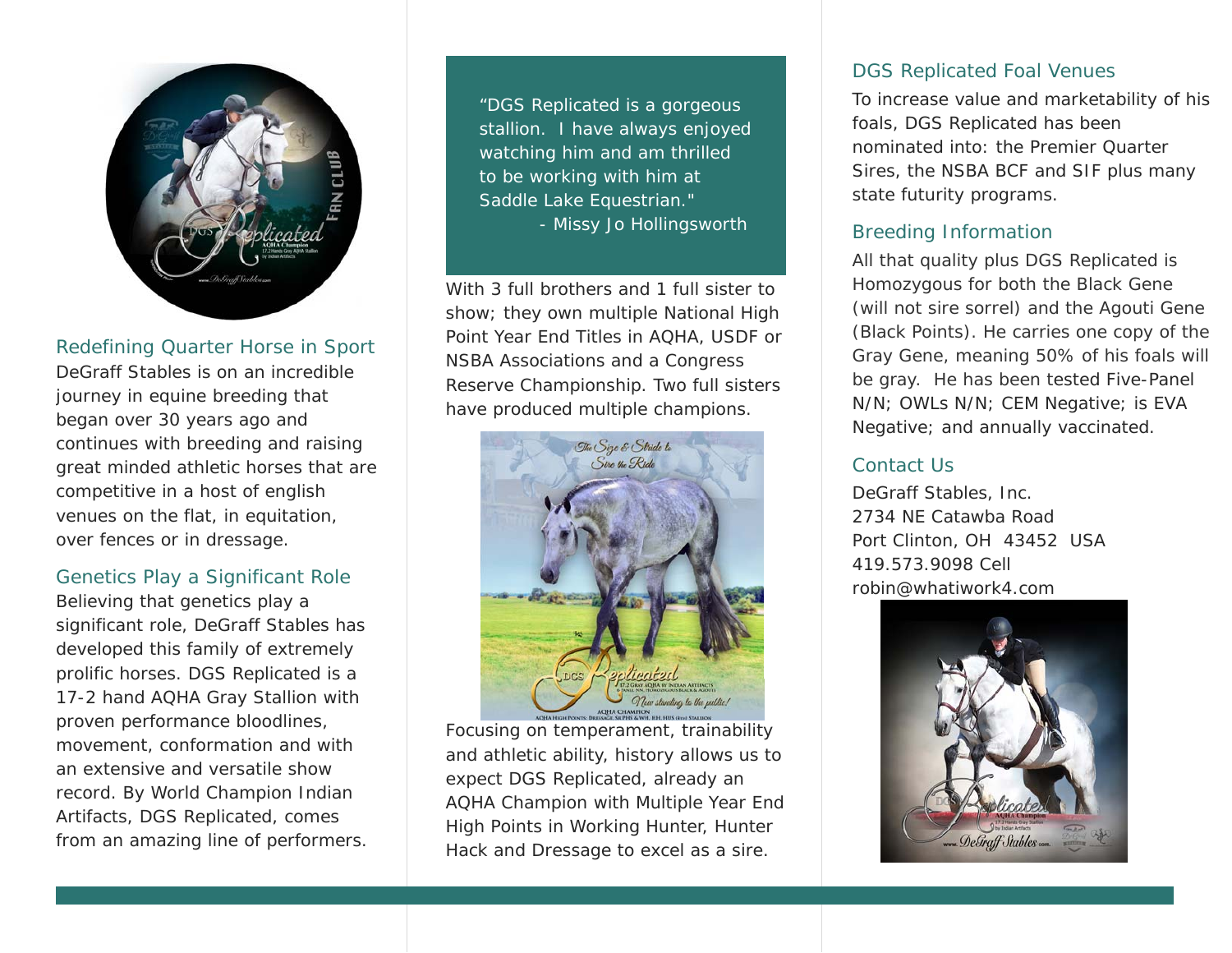## Redefining Quarter Horse in Sport

DeGraff Stables is on an incredible journey in equine breeding that began over 30 years ago and continues with breeding and raising great minded athletic horses that are competitive in a host of english venues on the flat, in equitation, over fences or in dressage.

## Genetics Play a Significant Role

Believing that genetics play a significant role, DeGraff Stables has developed this family of extremely prolific horses. DGS Replicated is a 17-2 hand AQHA Gray Stallion with proven performance bloodlines, movement, conformation and with an extensive and versatile show record. By World Champion Indian Artifacts, DGS Replicated, comes from an amazing line of performers.

> "DGS Replicated is a gorgeous stallion. I have always enjoyed watching him and am thrilled to be working with him at Saddle Lake Equestrian."
>
> - Missy Jo Hollingsworth

With 3 full brothers and 1 full sister to show; they own multiple National High Point Year End Titles in AQHA, USDF or NSBA Associations and a Congress Reserve Championship. Two full sisters have produced multiple champions.

Focusing on temperament, trainability and athletic ability, history allows us to expect DGS Replicated, already an AQHA Champion with Multiple Year End High Points in Working Hunter, Hunter Hack and Dressage to excel as a sire.

## DGS Replicated Foal Venues

To increase value and marketability of his foals, DGS Replicated has been nominated into: the Premier Quarter Sires, the NSBA BCF and SIF plus many state futurity programs.

## Breeding Information

All that quality plus DGS Replicated is Homozygous for both the Black Gene (will not sire sorrel) and the Agouti Gene (Black Points). He carries one copy of the Gray Gene, meaning 50% of his foals will be gray. He has been tested Five-Panel N/N; OWLs N/N; CEM Negative; is EVA Negative; and annually vaccinated.

## Contact Us

DeGraff Stables, Inc.
2734 NE Catawba Road
Port Clinton, OH 43452 USA
419.573.9098 Cell
robin@whatiwork4.com